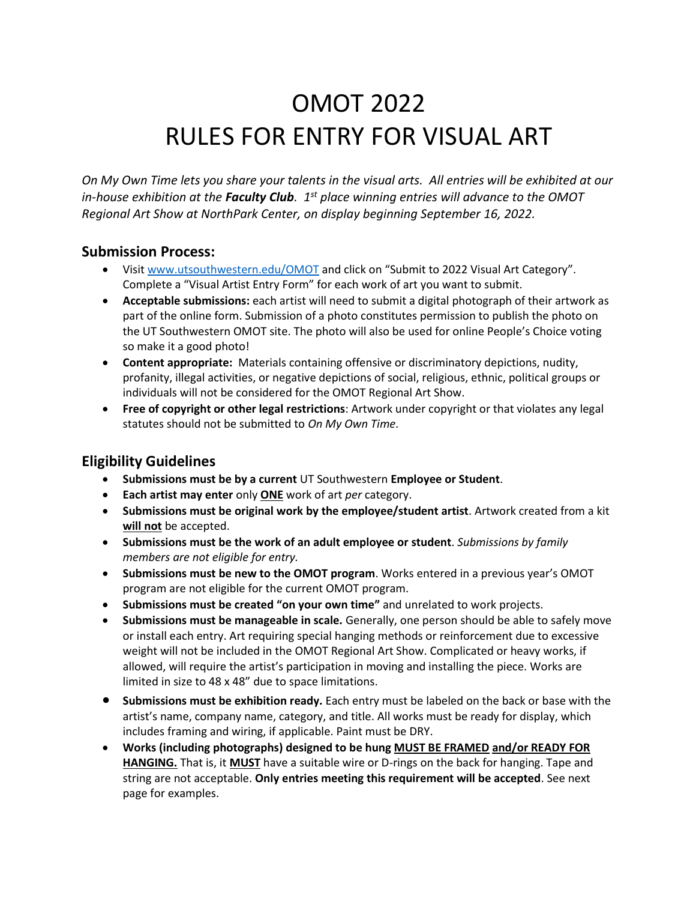# OMOT 2022
# RULES FOR ENTRY FOR VISUAL ART

*On My Own Time lets you share your talents in the visual arts. All entries will be exhibited at our in-house exhibition at the **Faculty Club**. 1st place winning entries will advance to the OMOT Regional Art Show at NorthPark Center, on display beginning September 16, 2022.*

## Submission Process:

- Visit [www.utsouthwestern.edu/OMOT](www.utsouthwestern.edu/OMOT) and click on "Submit to 2022 Visual Art Category". Complete a "Visual Artist Entry Form" for each work of art you want to submit.
- **Acceptable submissions:** each artist will need to submit a digital photograph of their artwork as part of the online form. Submission of a photo constitutes permission to publish the photo on the UT Southwestern OMOT site. The photo will also be used for online People's Choice voting so make it a good photo!
- **Content appropriate:** Materials containing offensive or discriminatory depictions, nudity, profanity, illegal activities, or negative depictions of social, religious, ethnic, political groups or individuals will not be considered for the OMOT Regional Art Show.
- **Free of copyright or other legal restrictions**: Artwork under copyright or that violates any legal statutes should not be submitted to *On My Own Time*.

## Eligibility Guidelines

- **Submissions must be by a current** UT Southwestern **Employee or Student**.
- **Each artist may enter** only **<u>ONE</u>** work of art *per* category.
- **Submissions must be original work by the employee/student artist**. Artwork created from a kit **<u>will not</u>** be accepted.
- **Submissions must be the work of an adult employee or student**. *Submissions by family members are not eligible for entry.*
- **Submissions must be new to the OMOT program**. Works entered in a previous year's OMOT program are not eligible for the current OMOT program.
- **Submissions must be created "on your own time"** and unrelated to work projects.
- **Submissions must be manageable in scale.** Generally, one person should be able to safely move or install each entry. Art requiring special hanging methods or reinforcement due to excessive weight will not be included in the OMOT Regional Art Show. Complicated or heavy works, if allowed, will require the artist's participation in moving and installing the piece. Works are limited in size to 48 x 48" due to space limitations.
- **Submissions must be exhibition ready.** Each entry must be labeled on the back or base with the artist's name, company name, category, and title. All works must be ready for display, which includes framing and wiring, if applicable. Paint must be DRY.
- **Works (including photographs) designed to be hung <u>MUST BE FRAMED</u> <u>and/or READY FOR HANGING.</u>** That is, it **<u>MUST</u>** have a suitable wire or D-rings on the back for hanging. Tape and string are not acceptable. **Only entries meeting this requirement will be accepted**. See next page for examples.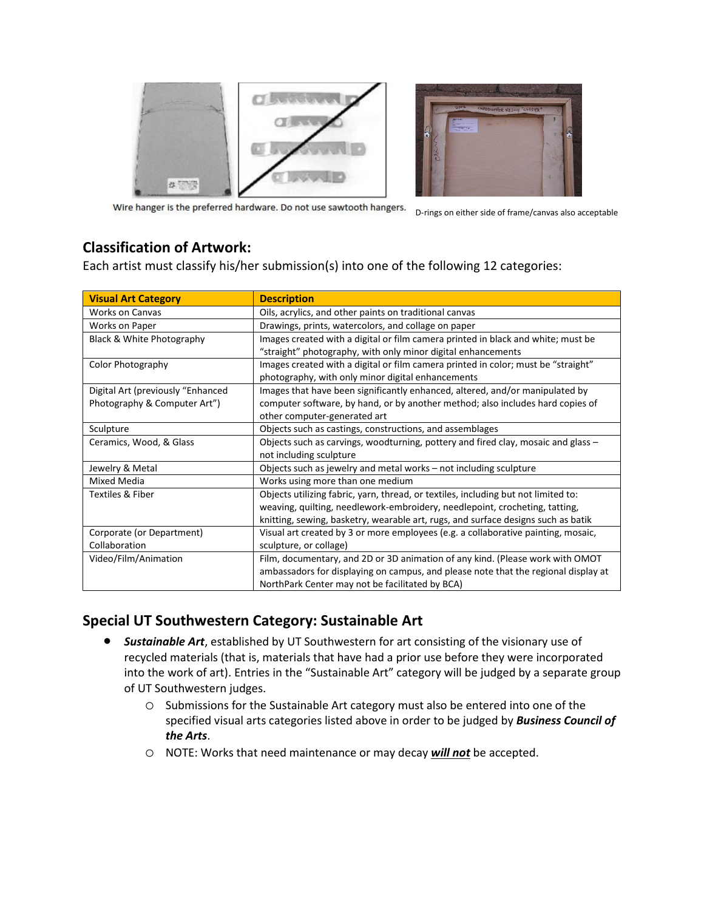Wire hanger is the preferred hardware. Do not use sawtooth hangers.

D-rings on either side of frame/canvas also acceptable

## Classification of Artwork:

Each artist must classify his/her submission(s) into one of the following 12 categories:

| Visual Art Category | Description |
|---|---|
| Works on Canvas | Oils, acrylics, and other paints on traditional canvas |
| Works on Paper | Drawings, prints, watercolors, and collage on paper |
| Black & White Photography | Images created with a digital or film camera printed in black and white; must be "straight" photography, with only minor digital enhancements |
| Color Photography | Images created with a digital or film camera printed in color; must be "straight" photography, with only minor digital enhancements |
| Digital Art (previously "Enhanced Photography & Computer Art") | Images that have been significantly enhanced, altered, and/or manipulated by computer software, by hand, or by another method; also includes hard copies of other computer-generated art |
| Sculpture | Objects such as castings, constructions, and assemblages |
| Ceramics, Wood, & Glass | Objects such as carvings, woodturning, pottery and fired clay, mosaic and glass – not including sculpture |
| Jewelry & Metal | Objects such as jewelry and metal works – not including sculpture |
| Mixed Media | Works using more than one medium |
| Textiles & Fiber | Objects utilizing fabric, yarn, thread, or textiles, including but not limited to: weaving, quilting, needlework-embroidery, needlepoint, crocheting, tatting, knitting, sewing, basketry, wearable art, rugs, and surface designs such as batik |
| Corporate (or Department) Collaboration | Visual art created by 3 or more employees (e.g. a collaborative painting, mosaic, sculpture, or collage) |
| Video/Film/Animation | Film, documentary, and 2D or 3D animation of any kind. (Please work with OMOT ambassadors for displaying on campus, and please note that the regional display at NorthPark Center may not be facilitated by BCA) |

## Special UT Southwestern Category: Sustainable Art

- ***Sustainable Art***, established by UT Southwestern for art consisting of the visionary use of recycled materials (that is, materials that have had a prior use before they were incorporated into the work of art). Entries in the "Sustainable Art" category will be judged by a separate group of UT Southwestern judges.
    - Submissions for the Sustainable Art category must also be entered into one of the specified visual arts categories listed above in order to be judged by ***Business Council of the Arts***.
    - NOTE: Works that need maintenance or may decay ***will not*** be accepted.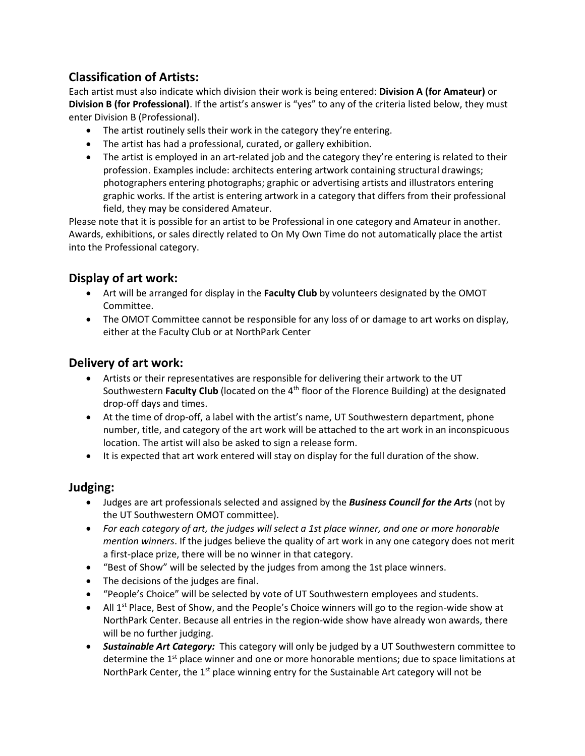## Classification of Artists:

Each artist must also indicate which division their work is being entered: **Division A (for Amateur)** or **Division B (for Professional)**. If the artist's answer is "yes" to any of the criteria listed below, they must enter Division B (Professional).

- The artist routinely sells their work in the category they're entering.
- The artist has had a professional, curated, or gallery exhibition.
- The artist is employed in an art-related job and the category they're entering is related to their profession. Examples include: architects entering artwork containing structural drawings; photographers entering photographs; graphic or advertising artists and illustrators entering graphic works. If the artist is entering artwork in a category that differs from their professional field, they may be considered Amateur.

Please note that it is possible for an artist to be Professional in one category and Amateur in another. Awards, exhibitions, or sales directly related to On My Own Time do not automatically place the artist into the Professional category.

## Display of art work:

- Art will be arranged for display in the **Faculty Club** by volunteers designated by the OMOT Committee.
- The OMOT Committee cannot be responsible for any loss of or damage to art works on display, either at the Faculty Club or at NorthPark Center

## Delivery of art work:

- Artists or their representatives are responsible for delivering their artwork to the UT Southwestern **Faculty Club** (located on the 4th floor of the Florence Building) at the designated drop-off days and times.
- At the time of drop-off, a label with the artist's name, UT Southwestern department, phone number, title, and category of the art work will be attached to the art work in an inconspicuous location. The artist will also be asked to sign a release form.
- It is expected that art work entered will stay on display for the full duration of the show.

## Judging:

- Judges are art professionals selected and assigned by the ***Business Council for the Arts*** (not by the UT Southwestern OMOT committee).
- *For each category of art, the judges will select a 1st place winner, and one or more honorable mention winners*. If the judges believe the quality of art work in any one category does not merit a first-place prize, there will be no winner in that category.
- "Best of Show" will be selected by the judges from among the 1st place winners.
- The decisions of the judges are final.
- "People's Choice" will be selected by vote of UT Southwestern employees and students.
- All 1st Place, Best of Show, and the People's Choice winners will go to the region-wide show at NorthPark Center. Because all entries in the region-wide show have already won awards, there will be no further judging.
- ***Sustainable Art Category:*** This category will only be judged by a UT Southwestern committee to determine the 1st place winner and one or more honorable mentions; due to space limitations at NorthPark Center, the 1st place winning entry for the Sustainable Art category will not be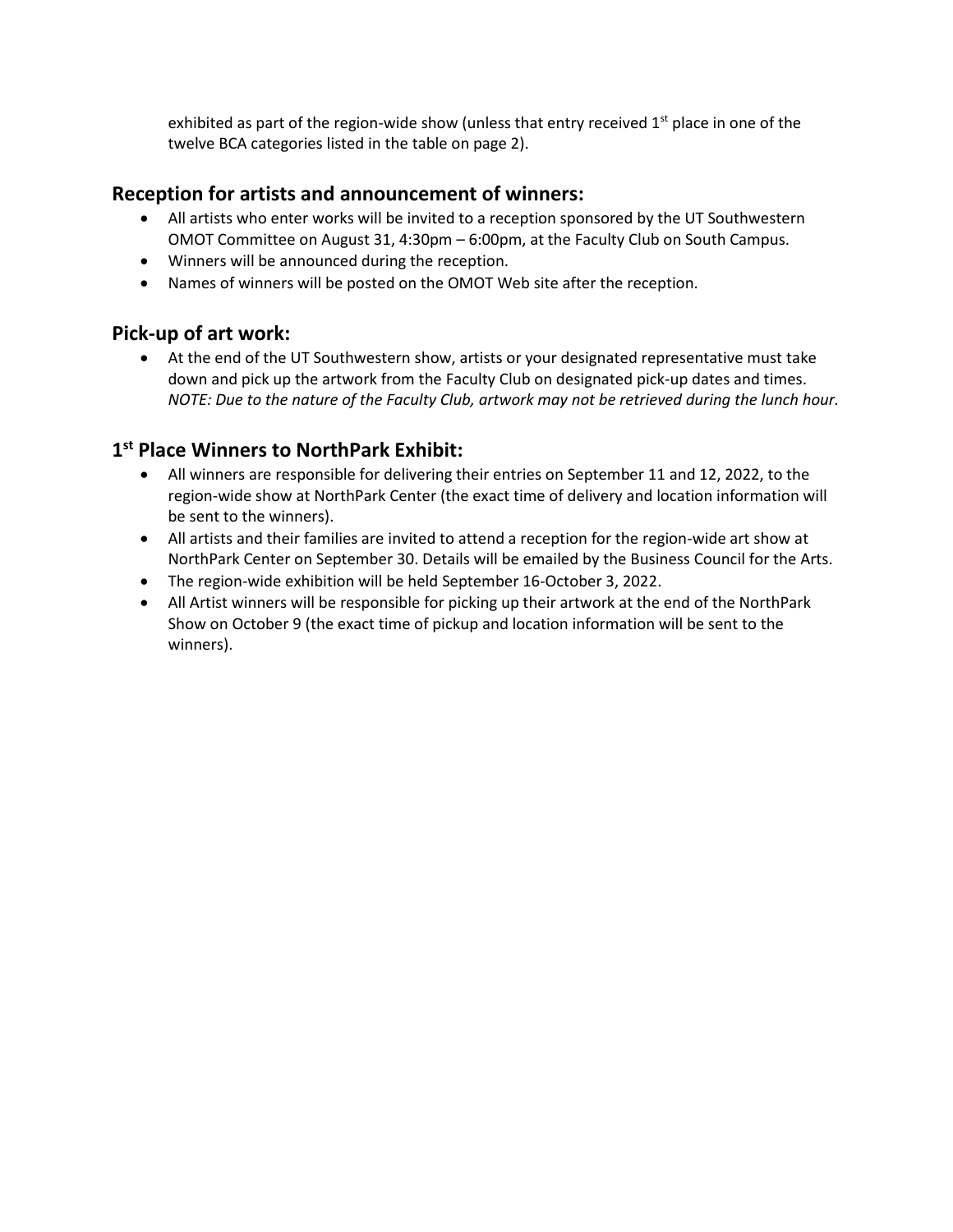exhibited as part of the region-wide show (unless that entry received 1st place in one of the twelve BCA categories listed in the table on page 2).

## Reception for artists and announcement of winners:

- All artists who enter works will be invited to a reception sponsored by the UT Southwestern OMOT Committee on August 31, 4:30pm – 6:00pm, at the Faculty Club on South Campus.
- Winners will be announced during the reception.
- Names of winners will be posted on the OMOT Web site after the reception.

## Pick-up of art work:

- At the end of the UT Southwestern show, artists or your designated representative must take down and pick up the artwork from the Faculty Club on designated pick-up dates and times. *NOTE: Due to the nature of the Faculty Club, artwork may not be retrieved during the lunch hour.*

## 1st Place Winners to NorthPark Exhibit:

- All winners are responsible for delivering their entries on September 11 and 12, 2022, to the region-wide show at NorthPark Center (the exact time of delivery and location information will be sent to the winners).
- All artists and their families are invited to attend a reception for the region-wide art show at NorthPark Center on September 30. Details will be emailed by the Business Council for the Arts.
- The region-wide exhibition will be held September 16-October 3, 2022.
- All Artist winners will be responsible for picking up their artwork at the end of the NorthPark Show on October 9 (the exact time of pickup and location information will be sent to the winners).